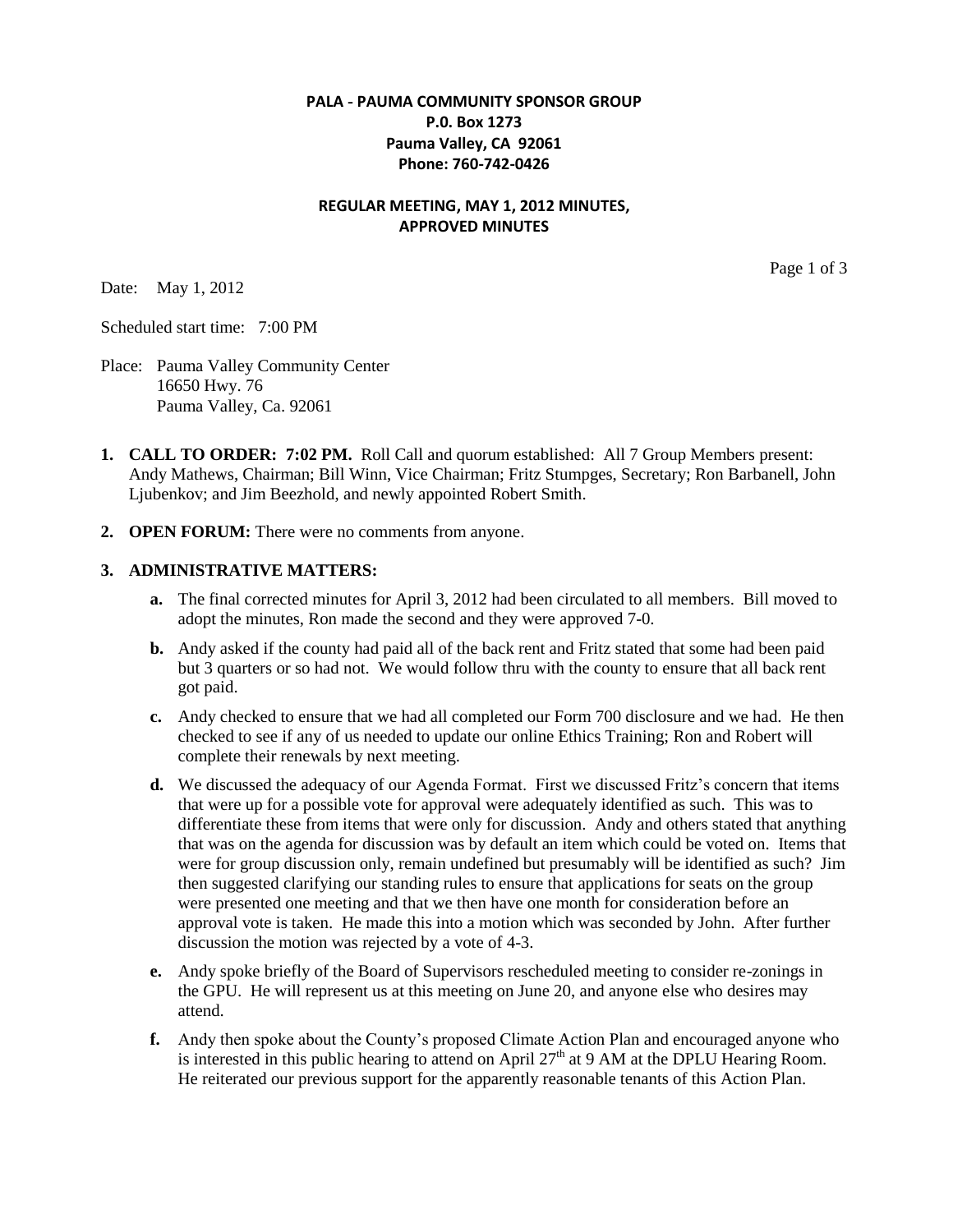**PALA - PAUMA COMMUNITY SPONSOR GROUP**
**P.0. Box 1273**
**Pauma Valley, CA 92061**
**Phone: 760-742-0426**

**REGULAR MEETING, MAY 1, 2012 MINUTES,**
**APPROVED MINUTES**

Date: May 1, 2012

Scheduled start time: 7:00 PM

Place: Pauma Valley Community Center
16650 Hwy. 76
Pauma Valley, Ca. 92061

1. **CALL TO ORDER: 7:02 PM.** Roll Call and quorum established: All 7 Group Members present: Andy Mathews, Chairman; Bill Winn, Vice Chairman; Fritz Stumpges, Secretary; Ron Barbanell, John Ljubenkov; and Jim Beezhold, and newly appointed Robert Smith.

2. **OPEN FORUM:** There were no comments from anyone.

3. **ADMINISTRATIVE MATTERS:**

   a. The final corrected minutes for April 3, 2012 had been circulated to all members. Bill moved to adopt the minutes, Ron made the second and they were approved 7-0.

   b. Andy asked if the county had paid all of the back rent and Fritz stated that some had been paid but 3 quarters or so had not. We would follow thru with the county to ensure that all back rent got paid.

   c. Andy checked to ensure that we had all completed our Form 700 disclosure and we had. He then checked to see if any of us needed to update our online Ethics Training; Ron and Robert will complete their renewals by next meeting.

   d. We discussed the adequacy of our Agenda Format. First we discussed Fritz's concern that items that were up for a possible vote for approval were adequately identified as such. This was to differentiate these from items that were only for discussion. Andy and others stated that anything that was on the agenda for discussion was by default an item which could be voted on. Items that were for group discussion only, remain undefined but presumably will be identified as such? Jim then suggested clarifying our standing rules to ensure that applications for seats on the group were presented one meeting and that we then have one month for consideration before an approval vote is taken. He made this into a motion which was seconded by John. After further discussion the motion was rejected by a vote of 4-3.

   e. Andy spoke briefly of the Board of Supervisors rescheduled meeting to consider re-zonings in the GPU. He will represent us at this meeting on June 20, and anyone else who desires may attend.

   f. Andy then spoke about the County's proposed Climate Action Plan and encouraged anyone who is interested in this public hearing to attend on April 27th at 9 AM at the DPLU Hearing Room. He reiterated our previous support for the apparently reasonable tenants of this Action Plan.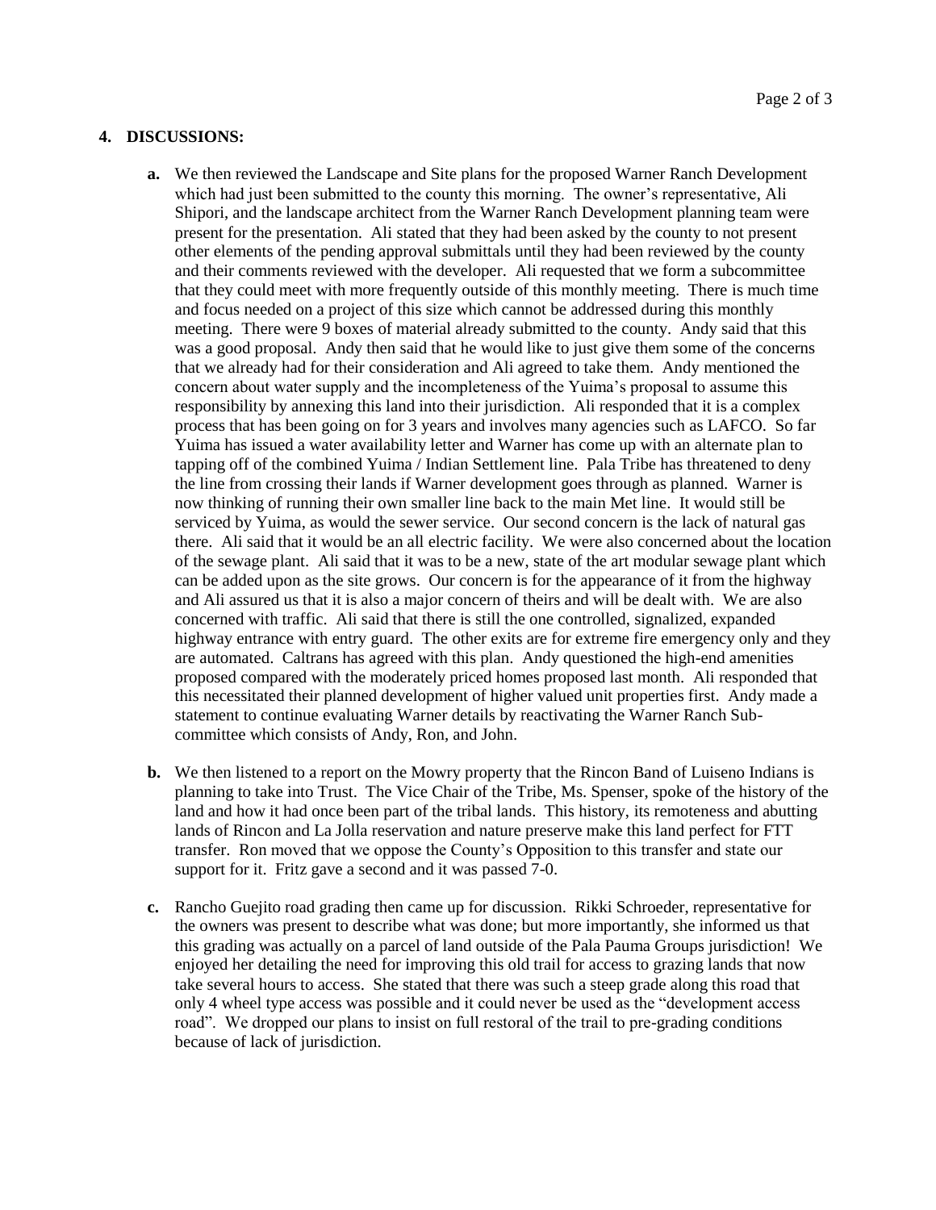## 4. DISCUSSIONS:

**a.** We then reviewed the Landscape and Site plans for the proposed Warner Ranch Development which had just been submitted to the county this morning. The owner's representative, Ali Shipori, and the landscape architect from the Warner Ranch Development planning team were present for the presentation. Ali stated that they had been asked by the county to not present other elements of the pending approval submittals until they had been reviewed by the county and their comments reviewed with the developer. Ali requested that we form a subcommittee that they could meet with more frequently outside of this monthly meeting. There is much time and focus needed on a project of this size which cannot be addressed during this monthly meeting. There were 9 boxes of material already submitted to the county. Andy said that this was a good proposal. Andy then said that he would like to just give them some of the concerns that we already had for their consideration and Ali agreed to take them. Andy mentioned the concern about water supply and the incompleteness of the Yuima's proposal to assume this responsibility by annexing this land into their jurisdiction. Ali responded that it is a complex process that has been going on for 3 years and involves many agencies such as LAFCO. So far Yuima has issued a water availability letter and Warner has come up with an alternate plan to tapping off of the combined Yuima / Indian Settlement line. Pala Tribe has threatened to deny the line from crossing their lands if Warner development goes through as planned. Warner is now thinking of running their own smaller line back to the main Met line. It would still be serviced by Yuima, as would the sewer service. Our second concern is the lack of natural gas there. Ali said that it would be an all electric facility. We were also concerned about the location of the sewage plant. Ali said that it was to be a new, state of the art modular sewage plant which can be added upon as the site grows. Our concern is for the appearance of it from the highway and Ali assured us that it is also a major concern of theirs and will be dealt with. We are also concerned with traffic. Ali said that there is still the one controlled, signalized, expanded highway entrance with entry guard. The other exits are for extreme fire emergency only and they are automated. Caltrans has agreed with this plan. Andy questioned the high-end amenities proposed compared with the moderately priced homes proposed last month. Ali responded that this necessitated their planned development of higher valued unit properties first. Andy made a statement to continue evaluating Warner details by reactivating the Warner Ranch Sub-committee which consists of Andy, Ron, and John.

**b.** We then listened to a report on the Mowry property that the Rincon Band of Luiseno Indians is planning to take into Trust. The Vice Chair of the Tribe, Ms. Spenser, spoke of the history of the land and how it had once been part of the tribal lands. This history, its remoteness and abutting lands of Rincon and La Jolla reservation and nature preserve make this land perfect for FTT transfer. Ron moved that we oppose the County's Opposition to this transfer and state our support for it. Fritz gave a second and it was passed 7-0.

**c.** Rancho Guejito road grading then came up for discussion. Rikki Schroeder, representative for the owners was present to describe what was done; but more importantly, she informed us that this grading was actually on a parcel of land outside of the Pala Pauma Groups jurisdiction! We enjoyed her detailing the need for improving this old trail for access to grazing lands that now take several hours to access. She stated that there was such a steep grade along this road that only 4 wheel type access was possible and it could never be used as the "development access road". We dropped our plans to insist on full restoral of the trail to pre-grading conditions because of lack of jurisdiction.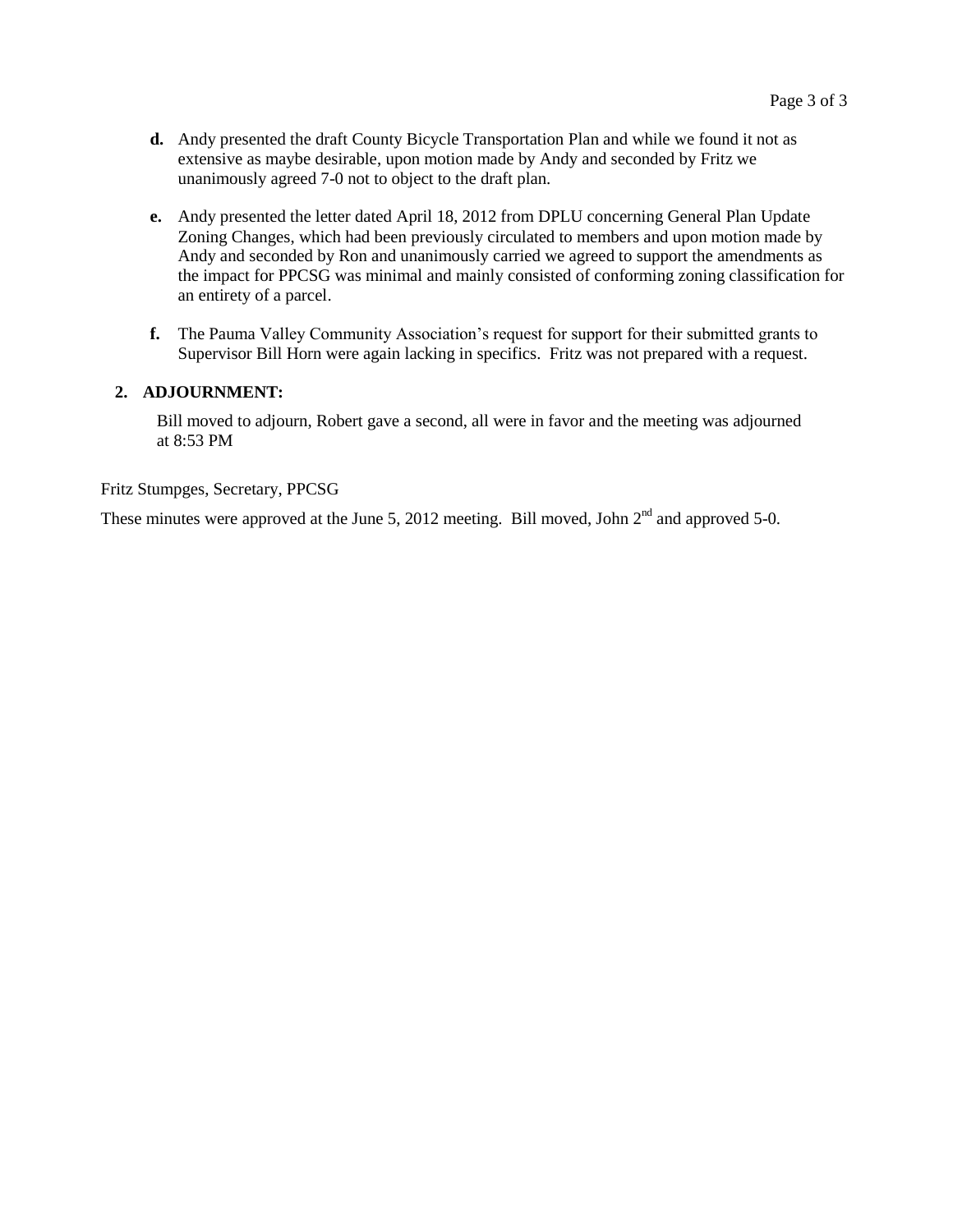**d.** Andy presented the draft County Bicycle Transportation Plan and while we found it not as extensive as maybe desirable, upon motion made by Andy and seconded by Fritz we unanimously agreed 7-0 not to object to the draft plan.

**e.** Andy presented the letter dated April 18, 2012 from DPLU concerning General Plan Update Zoning Changes, which had been previously circulated to members and upon motion made by Andy and seconded by Ron and unanimously carried we agreed to support the amendments as the impact for PPCSG was minimal and mainly consisted of conforming zoning classification for an entirety of a parcel.

**f.** The Pauma Valley Community Association's request for support for their submitted grants to Supervisor Bill Horn were again lacking in specifics. Fritz was not prepared with a request.

**2. ADJOURNMENT:**

Bill moved to adjourn, Robert gave a second, all were in favor and the meeting was adjourned at 8:53 PM

Fritz Stumpges, Secretary, PPCSG

These minutes were approved at the June 5, 2012 meeting. Bill moved, John 2nd and approved 5-0.